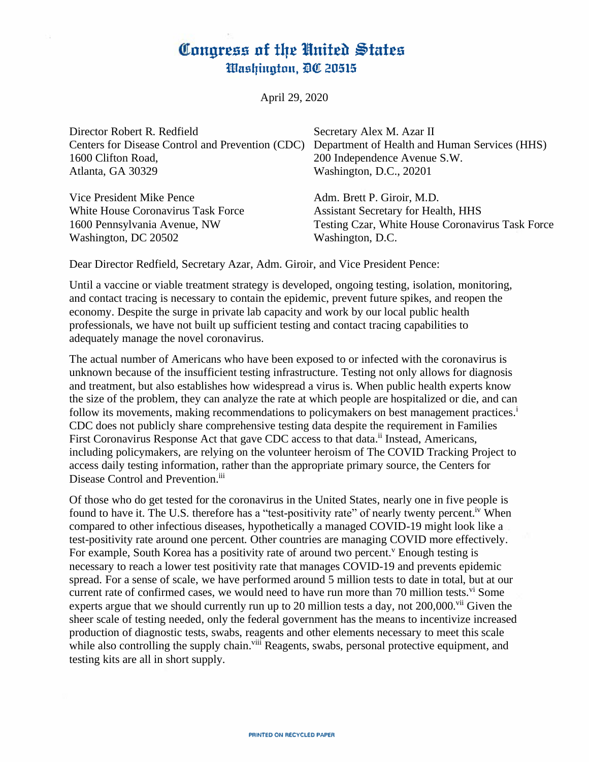# Congress of the United States
## Washington, DC 20515

April 29, 2020

Director Robert R. Redfield
Centers for Disease Control and Prevention (CDC)
1600 Clifton Road,
Atlanta, GA 30329

Secretary Alex M. Azar II
Department of Health and Human Services (HHS)
200 Independence Avenue S.W.
Washington, D.C., 20201

Vice President Mike Pence
White House Coronavirus Task Force
1600 Pennsylvania Avenue, NW
Washington, DC 20502

Adm. Brett P. Giroir, M.D.
Assistant Secretary for Health, HHS
Testing Czar, White House Coronavirus Task Force
Washington, D.C.

Dear Director Redfield, Secretary Azar, Adm. Giroir, and Vice President Pence:

Until a vaccine or viable treatment strategy is developed, ongoing testing, isolation, monitoring, and contact tracing is necessary to contain the epidemic, prevent future spikes, and reopen the economy. Despite the surge in private lab capacity and work by our local public health professionals, we have not built up sufficient testing and contact tracing capabilities to adequately manage the novel coronavirus.

The actual number of Americans who have been exposed to or infected with the coronavirus is unknown because of the insufficient testing infrastructure. Testing not only allows for diagnosis and treatment, but also establishes how widespread a virus is. When public health experts know the size of the problem, they can analyze the rate at which people are hospitalized or die, and can follow its movements, making recommendations to policymakers on best management practices.[i] CDC does not publicly share comprehensive testing data despite the requirement in Families First Coronavirus Response Act that gave CDC access to that data.[ii] Instead, Americans, including policymakers, are relying on the volunteer heroism of The COVID Tracking Project to access daily testing information, rather than the appropriate primary source, the Centers for Disease Control and Prevention.[iii]

Of those who do get tested for the coronavirus in the United States, nearly one in five people is found to have it. The U.S. therefore has a "test-positivity rate" of nearly twenty percent.[iv] When compared to other infectious diseases, hypothetically a managed COVID-19 might look like a test-positivity rate around one percent. Other countries are managing COVID more effectively. For example, South Korea has a positivity rate of around two percent.[v] Enough testing is necessary to reach a lower test positivity rate that manages COVID-19 and prevents epidemic spread. For a sense of scale, we have performed around 5 million tests to date in total, but at our current rate of confirmed cases, we would need to have run more than 70 million tests.[vi] Some experts argue that we should currently run up to 20 million tests a day, not 200,000.[vii] Given the sheer scale of testing needed, only the federal government has the means to incentivize increased production of diagnostic tests, swabs, reagents and other elements necessary to meet this scale while also controlling the supply chain.[viii] Reagents, swabs, personal protective equipment, and testing kits are all in short supply.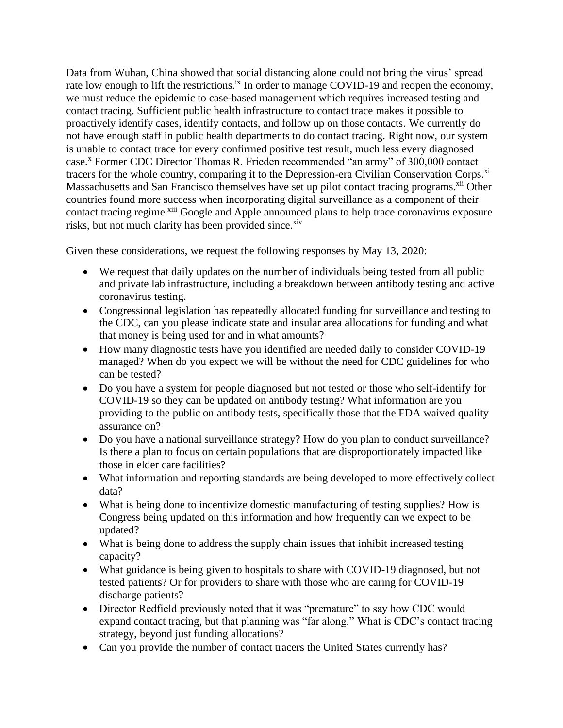Data from Wuhan, China showed that social distancing alone could not bring the virus' spread rate low enough to lift the restrictions.[ix] In order to manage COVID-19 and reopen the economy, we must reduce the epidemic to case-based management which requires increased testing and contact tracing. Sufficient public health infrastructure to contact trace makes it possible to proactively identify cases, identify contacts, and follow up on those contacts. We currently do not have enough staff in public health departments to do contact tracing. Right now, our system is unable to contact trace for every confirmed positive test result, much less every diagnosed case.[x] Former CDC Director Thomas R. Frieden recommended "an army" of 300,000 contact tracers for the whole country, comparing it to the Depression-era Civilian Conservation Corps.[xi] Massachusetts and San Francisco themselves have set up pilot contact tracing programs.[xii] Other countries found more success when incorporating digital surveillance as a component of their contact tracing regime.[xiii] Google and Apple announced plans to help trace coronavirus exposure risks, but not much clarity has been provided since.[xiv]

Given these considerations, we request the following responses by May 13, 2020:

- We request that daily updates on the number of individuals being tested from all public and private lab infrastructure, including a breakdown between antibody testing and active coronavirus testing.
- Congressional legislation has repeatedly allocated funding for surveillance and testing to the CDC, can you please indicate state and insular area allocations for funding and what that money is being used for and in what amounts?
- How many diagnostic tests have you identified are needed daily to consider COVID-19 managed? When do you expect we will be without the need for CDC guidelines for who can be tested?
- Do you have a system for people diagnosed but not tested or those who self-identify for COVID-19 so they can be updated on antibody testing? What information are you providing to the public on antibody tests, specifically those that the FDA waived quality assurance on?
- Do you have a national surveillance strategy? How do you plan to conduct surveillance? Is there a plan to focus on certain populations that are disproportionately impacted like those in elder care facilities?
- What information and reporting standards are being developed to more effectively collect data?
- What is being done to incentivize domestic manufacturing of testing supplies? How is Congress being updated on this information and how frequently can we expect to be updated?
- What is being done to address the supply chain issues that inhibit increased testing capacity?
- What guidance is being given to hospitals to share with COVID-19 diagnosed, but not tested patients? Or for providers to share with those who are caring for COVID-19 discharge patients?
- Director Redfield previously noted that it was "premature" to say how CDC would expand contact tracing, but that planning was "far along." What is CDC's contact tracing strategy, beyond just funding allocations?
- Can you provide the number of contact tracers the United States currently has?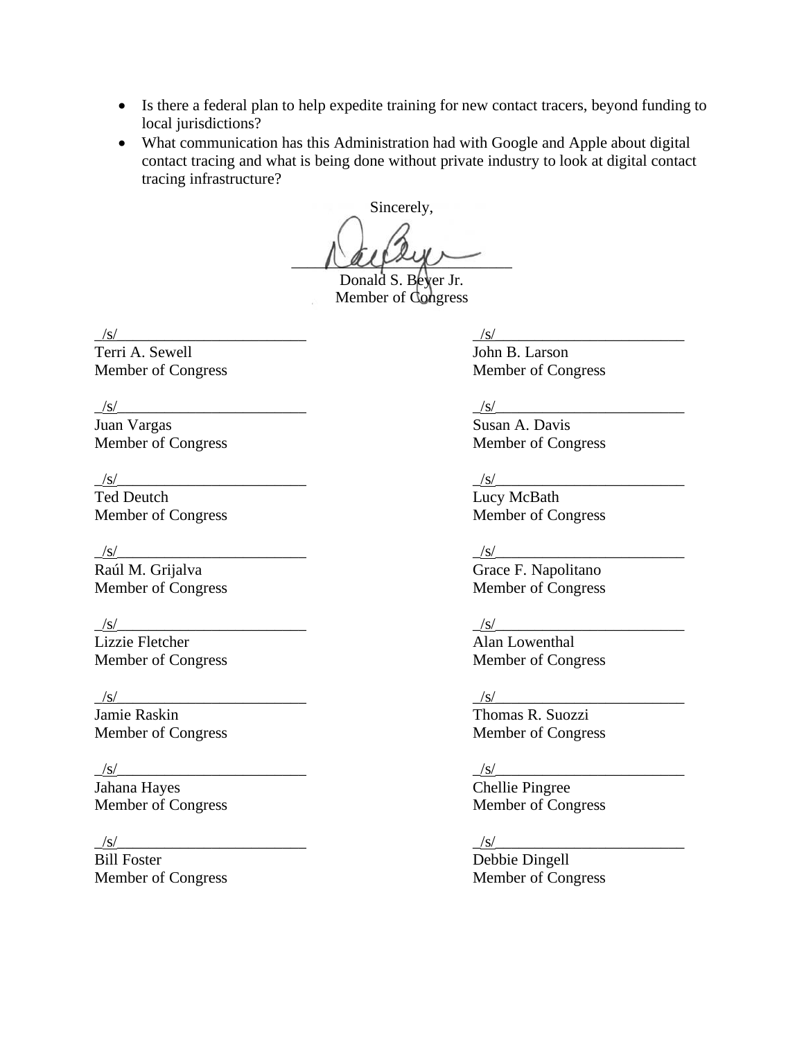- Is there a federal plan to help expedite training for new contact tracers, beyond funding to local jurisdictions?
- What communication has this Administration had with Google and Apple about digital contact tracing and what is being done without private industry to look at digital contact tracing infrastructure?

Sincerely,

Donald S. Beyer Jr.
Member of Congress

/s/
Terri A. Sewell
Member of Congress

/s/
John B. Larson
Member of Congress

/s/
Juan Vargas
Member of Congress

/s/
Susan A. Davis
Member of Congress

/s/
Ted Deutch
Member of Congress

/s/
Lucy McBath
Member of Congress

/s/
Raúl M. Grijalva
Member of Congress

/s/
Grace F. Napolitano
Member of Congress

/s/
Lizzie Fletcher
Member of Congress

/s/
Alan Lowenthal
Member of Congress

/s/
Jamie Raskin
Member of Congress

/s/
Thomas R. Suozzi
Member of Congress

/s/
Jahana Hayes
Member of Congress

/s/
Chellie Pingree
Member of Congress

/s/
Bill Foster
Member of Congress

/s/
Debbie Dingell
Member of Congress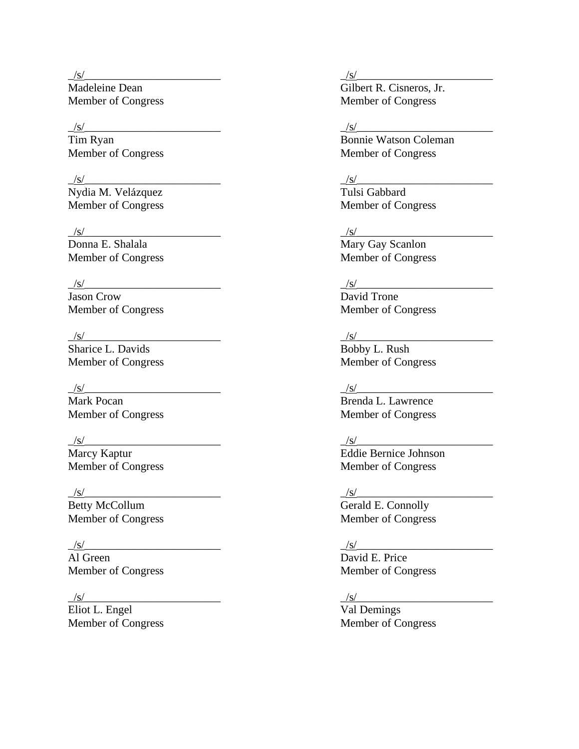_/s/________________________
Madeleine Dean
Member of Congress

_/s/________________________
Tim Ryan
Member of Congress

_/s/________________________
Nydia M. Velázquez
Member of Congress

_/s/________________________
Donna E. Shalala
Member of Congress

_/s/________________________
Jason Crow
Member of Congress

_/s/________________________
Sharice L. Davids
Member of Congress

_/s/________________________
Mark Pocan
Member of Congress

_/s/________________________
Marcy Kaptur
Member of Congress

_/s/________________________
Betty McCollum
Member of Congress

_/s/________________________
Al Green
Member of Congress

_/s/________________________
Eliot L. Engel
Member of Congress

_/s/________________________
Gilbert R. Cisneros, Jr.
Member of Congress

_/s/________________________
Bonnie Watson Coleman
Member of Congress

_/s/________________________
Tulsi Gabbard
Member of Congress

_/s/________________________
Mary Gay Scanlon
Member of Congress

_/s/________________________
David Trone
Member of Congress

_/s/________________________
Bobby L. Rush
Member of Congress

_/s/________________________
Brenda L. Lawrence
Member of Congress

_/s/________________________
Eddie Bernice Johnson
Member of Congress

_/s/________________________
Gerald E. Connolly
Member of Congress

_/s/________________________
David E. Price
Member of Congress

_/s/________________________
Val Demings
Member of Congress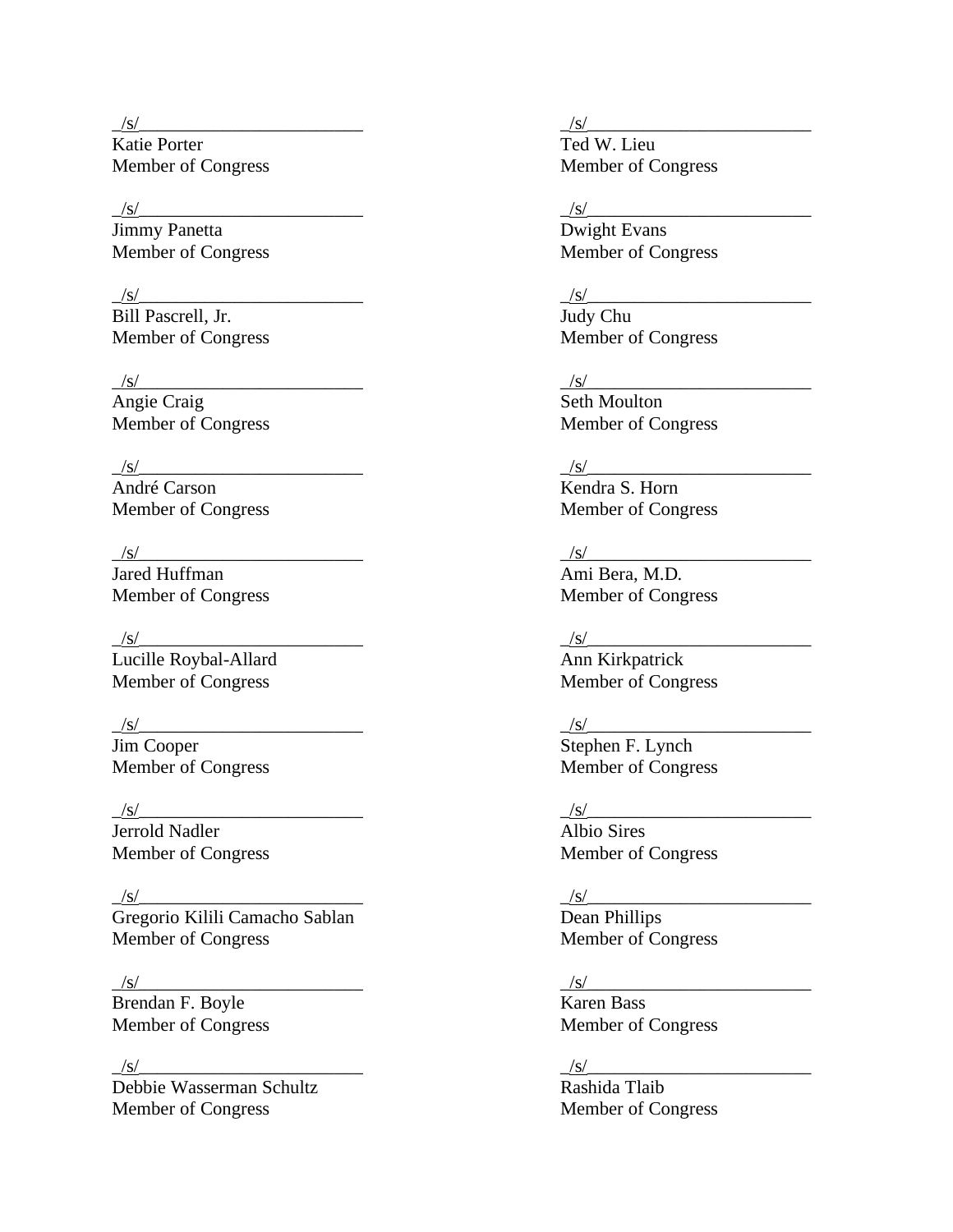_/s/_________________________
Katie Porter
Member of Congress

_/s/_________________________
Jimmy Panetta
Member of Congress

_/s/_________________________
Bill Pascrell, Jr.
Member of Congress

_/s/_________________________
Angie Craig
Member of Congress

_/s/_________________________
André Carson
Member of Congress

_/s/_________________________
Jared Huffman
Member of Congress

_/s/_________________________
Lucille Roybal-Allard
Member of Congress

_/s/_________________________
Jim Cooper
Member of Congress

_/s/_________________________
Jerrold Nadler
Member of Congress

_/s/_________________________
Gregorio Kilili Camacho Sablan
Member of Congress

_/s/_________________________
Brendan F. Boyle
Member of Congress

_/s/_________________________
Debbie Wasserman Schultz
Member of Congress

_/s/_________________________
Ted W. Lieu
Member of Congress

_/s/_________________________
Dwight Evans
Member of Congress

_/s/_________________________
Judy Chu
Member of Congress

_/s/_________________________
Seth Moulton
Member of Congress

_/s/_________________________
Kendra S. Horn
Member of Congress

_/s/_________________________
Ami Bera, M.D.
Member of Congress

_/s/_________________________
Ann Kirkpatrick
Member of Congress

_/s/_________________________
Stephen F. Lynch
Member of Congress

_/s/_________________________
Albio Sires
Member of Congress

_/s/_________________________
Dean Phillips
Member of Congress

_/s/_________________________
Karen Bass
Member of Congress

_/s/_________________________
Rashida Tlaib
Member of Congress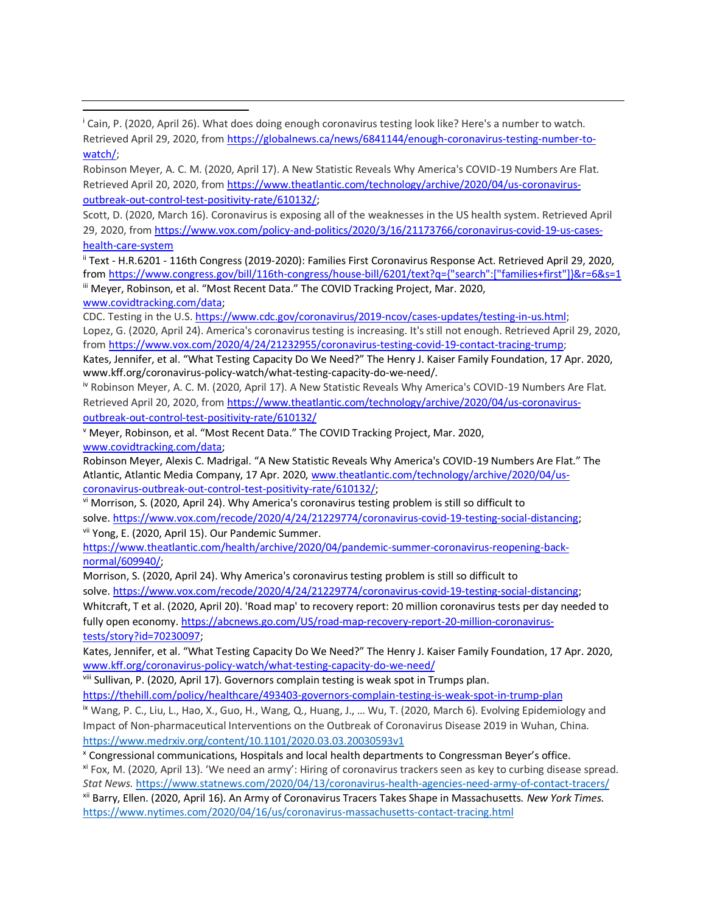[i] Cain, P. (2020, April 26). What does doing enough coronavirus testing look like? Here's a number to watch. Retrieved April 29, 2020, from https://globalnews.ca/news/6841144/enough-coronavirus-testing-number-to-watch/;

Robinson Meyer, A. C. M. (2020, April 17). A New Statistic Reveals Why America's COVID-19 Numbers Are Flat. Retrieved April 20, 2020, from https://www.theatlantic.com/technology/archive/2020/04/us-coronavirus-outbreak-out-control-test-positivity-rate/610132/;

Scott, D. (2020, March 16). Coronavirus is exposing all of the weaknesses in the US health system. Retrieved April 29, 2020, from https://www.vox.com/policy-and-politics/2020/3/16/21173766/coronavirus-covid-19-us-cases-health-care-system

[ii] Text - H.R.6201 - 116th Congress (2019-2020): Families First Coronavirus Response Act. Retrieved April 29, 2020, from https://www.congress.gov/bill/116th-congress/house-bill/6201/text?q={"search":["families+first"]}&r=6&s=1

[iii] Meyer, Robinson, et al. "Most Recent Data." The COVID Tracking Project, Mar. 2020, www.covidtracking.com/data;

CDC. Testing in the U.S. https://www.cdc.gov/coronavirus/2019-ncov/cases-updates/testing-in-us.html;

Lopez, G. (2020, April 24). America's coronavirus testing is increasing. It's still not enough. Retrieved April 29, 2020, from https://www.vox.com/2020/4/24/21232955/coronavirus-testing-covid-19-contact-tracing-trump;

Kates, Jennifer, et al. "What Testing Capacity Do We Need?" The Henry J. Kaiser Family Foundation, 17 Apr. 2020, www.kff.org/coronavirus-policy-watch/what-testing-capacity-do-we-need/.

[iv] Robinson Meyer, A. C. M. (2020, April 17). A New Statistic Reveals Why America's COVID-19 Numbers Are Flat. Retrieved April 20, 2020, from https://www.theatlantic.com/technology/archive/2020/04/us-coronavirus-outbreak-out-control-test-positivity-rate/610132/

[v] Meyer, Robinson, et al. "Most Recent Data." The COVID Tracking Project, Mar. 2020, www.covidtracking.com/data;

Robinson Meyer, Alexis C. Madrigal. "A New Statistic Reveals Why America's COVID-19 Numbers Are Flat." The Atlantic, Atlantic Media Company, 17 Apr. 2020, www.theatlantic.com/technology/archive/2020/04/us-coronavirus-outbreak-out-control-test-positivity-rate/610132/;

[vi] Morrison, S. (2020, April 24). Why America's coronavirus testing problem is still so difficult to solve. https://www.vox.com/recode/2020/4/24/21229774/coronavirus-covid-19-testing-social-distancing;

[vii] Yong, E. (2020, April 15). Our Pandemic Summer. https://www.theatlantic.com/health/archive/2020/04/pandemic-summer-coronavirus-reopening-back-normal/609940/;

Morrison, S. (2020, April 24). Why America's coronavirus testing problem is still so difficult to solve. https://www.vox.com/recode/2020/4/24/21229774/coronavirus-covid-19-testing-social-distancing;

Whitcraft, T et al. (2020, April 20). 'Road map' to recovery report: 20 million coronavirus tests per day needed to fully open economy. https://abcnews.go.com/US/road-map-recovery-report-20-million-coronavirus-tests/story?id=70230097;

Kates, Jennifer, et al. "What Testing Capacity Do We Need?" The Henry J. Kaiser Family Foundation, 17 Apr. 2020, www.kff.org/coronavirus-policy-watch/what-testing-capacity-do-we-need/

[viii] Sullivan, P. (2020, April 17). Governors complain testing is weak spot in Trumps plan. https://thehill.com/policy/healthcare/493403-governors-complain-testing-is-weak-spot-in-trump-plan

[ix] Wang, P. C., Liu, L., Hao, X., Guo, H., Wang, Q., Huang, J., … Wu, T. (2020, March 6). Evolving Epidemiology and Impact of Non-pharmaceutical Interventions on the Outbreak of Coronavirus Disease 2019 in Wuhan, China. https://www.medrxiv.org/content/10.1101/2020.03.03.20030593v1

[x] Congressional communications, Hospitals and local health departments to Congressman Beyer's office.

[xi] Fox, M. (2020, April 13). 'We need an army': Hiring of coronavirus trackers seen as key to curbing disease spread. *Stat News.* https://www.statnews.com/2020/04/13/coronavirus-health-agencies-need-army-of-contact-tracers/

[xii] Barry, Ellen. (2020, April 16). An Army of Coronavirus Tracers Takes Shape in Massachusetts. *New York Times.* https://www.nytimes.com/2020/04/16/us/coronavirus-massachusetts-contact-tracing.html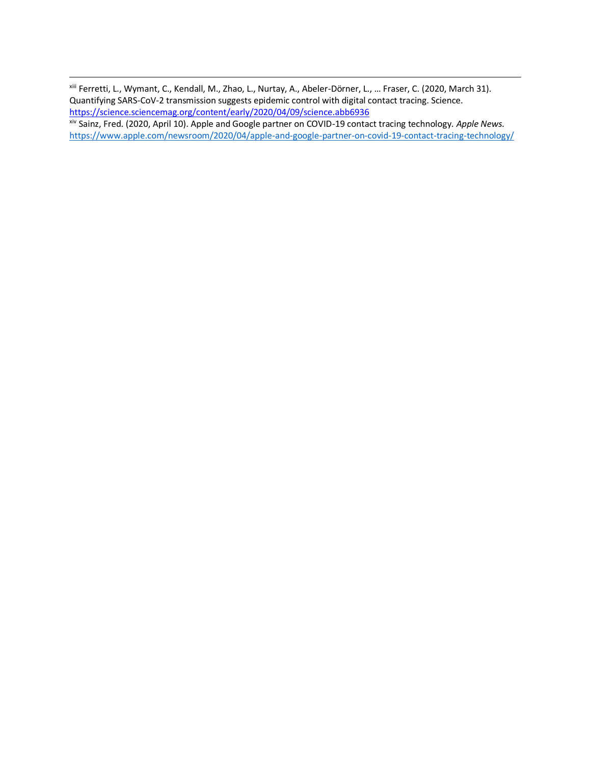---

[xiii] Ferretti, L., Wymant, C., Kendall, M., Zhao, L., Nurtay, A., Abeler-Dörner, L., … Fraser, C. (2020, March 31). Quantifying SARS-CoV-2 transmission suggests epidemic control with digital contact tracing. Science. https://science.sciencemag.org/content/early/2020/04/09/science.abb6936

[xiv] Sainz, Fred. (2020, April 10). Apple and Google partner on COVID-19 contact tracing technology. *Apple News.* https://www.apple.com/newsroom/2020/04/apple-and-google-partner-on-covid-19-contact-tracing-technology/